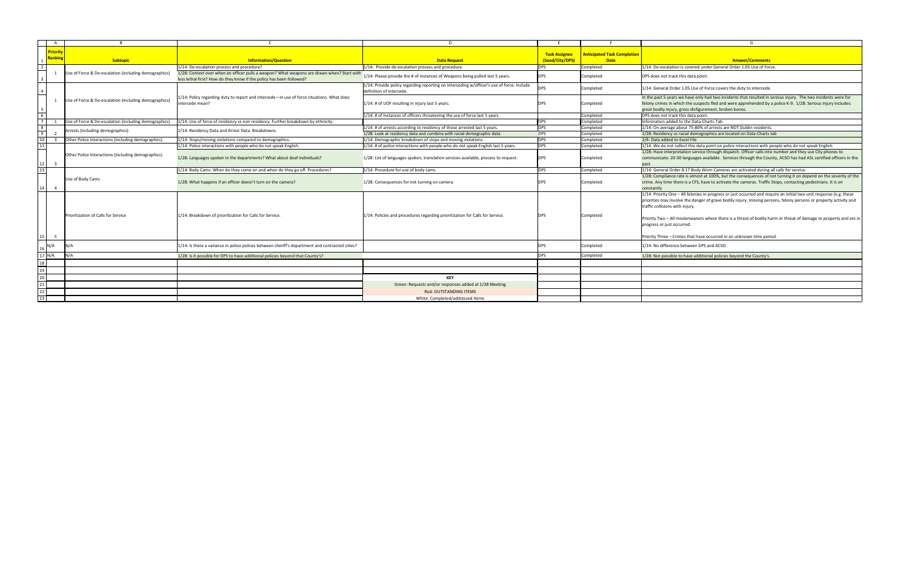| Priority Ranking | Subtopic | Information/Question | Data Request | Task Assignee (Seed/City/DPS) | Anticipated Task Completion Date | Answer/Comments |
|---|---|---|---|---|---|---|
| 1 | Use of Force & De-escalation (including demographics) | 1/14: De-escalation process and procedure? | 1/14: Provide de-escalation process and procedure. | DPS | Completed | 1/14: De-escalation is covered under General Order 1.05 Use of Force. |
| | | 1/28: Context over when an officer pulls a weapon? What weapons are drawn when? Start with less lethal first? How do they know if the policy has been followed? | 1/14: Please provide the # of instances of Weapons being pulled last 5 years. | DPS | Completed | DPS does not track this data point. |
| 1 | Use of Force & De-escalation (including demographics) | 1/14: Policy regarding duty to report and intercede—in use of force situations. What does intercede mean? | 1/14: Provide policy regarding reporting on interceding w/officer's use of force. Include definition of intercede. | DPS | Completed | 1/14: General Order 1.05 Use of Force covers the duty to intercede. |
| | | | 1/14: # of UOF resulting in injury last 5 years. | DPS | Completed | In the past 5 years we have only had two incidents that resulted in serious injury. The two incidents were for felony crimes in which the suspects fled and were apprehended by a police K-9. 1/28: Serious injury includes: great bodily injury, gross disfigurement, broken bones. |
| | | | 1/14: # of Instances of officers threatening the use of force last 5 years. | | Completed | DPS does not track this data point. |
| 1 | Use of Force & De-escalation (including demographics) | 1/14: Use of force of residency vs non residency. Further breakdown by ethnicity. | | DPS | Completed | Information added to the Data-Charts Tab. |
| 2 | Arrests (including demographics) | 1/14: Residency Data and Arrest Data: Breakdowns. | 1/14: # of arrests according to residency of those arrested last 5 years. | DPS | Completed | 1/14: On average about 75-80% of arrests are NOT Dublin residents. |
| | | | 1/28: Look at residency data and combine with racial demographic data. | DPS | Completed | 1/28: Residency vs racial demographics are located on Data-Charts tab |
| 3 | Other Police Interactions (including demographics) | 1/14: Stops/moving violations compared to demographics. | 1/14: Demographic breakdown of stops and moving violations. | DPS | Completed | 2/4: Data added to Excel File |
| 3 | Other Police Interactions (including demographics) | 1/14: Police interactions with people who do not speak English. | 1/14: # of police interactions with people who do not speak English last 5 years. | DPS | Completed | 1/14: We do not collect this data point on police interactions with people who do not speak English. |
| | | 1/28: Languages spoken in the departments? What about deaf individuals? | 1/28: List of languages spoken, translation services available, process to request. | DPS | Completed | 1/28: Have interpretation service through dispatch. Officer calls into number and they use City phones to communicate. 20-30 languages available. Services through the County, ACSO has had ASL certified officers in the past. |
| 4 | Use of Body Cams | 1/14: Body Cams: When do they come on and when do they go off. Procedures? | 1/14: Procedure for use of body cams. | DPS | Completed | 1/14: General Order 8.17 Body Worn Cameras are activated during all calls for service. |
| | | 1/28: What happens if an officer doesn't turn on the camera? | 1/28: Consequences for not turning on camera. | DPS | Completed | 1/28: Compliance rate is almost at 100%, but the consequences of not turning it on depend on the severity of the crime. Any time there is a CFS, have to activate the cameras. Traffic Stops, contacting pedestrians. It is on constantly |
| 5 | Prioritization of Calls for Service | 1/14: Breakdown of prioritization for Calls for Service. | 1/14: Policies and procedures regarding prioritization for Calls for Service. | DPS | Completed | 1/14: Priority One – All felonies in-progress or just occurred and require an initial two-unit response (e.g. these priorities may involve the danger of grave bodily injury, missing persons, felony persons or property activity and traffic collisions with injury.<br><br>Priority Two – All misdemeanors where there is a threat of bodily harm or threat of damage to property and are in progress or just occurred.<br><br>Priority Three – Crimes that have occurred in an unknown time period. |
| N/A | N/A | 1/14: Is there a variance in police polices between sheriff's department and contracted cities? | | DPS | Completed | 1/14: No difference between DPS and ACSO |
| N/A | N/A | 1/28: Is it possible for DPS to have additional policies beyond that County's? | | DPS | Completed | 1/28: Not possible to have additional policies beyond the County's. |

**KEY**

Green: Requests and/or responses added at 1/28 Meeting

Red: OUTSTANDING ITEMS

White: Completed/addressed Items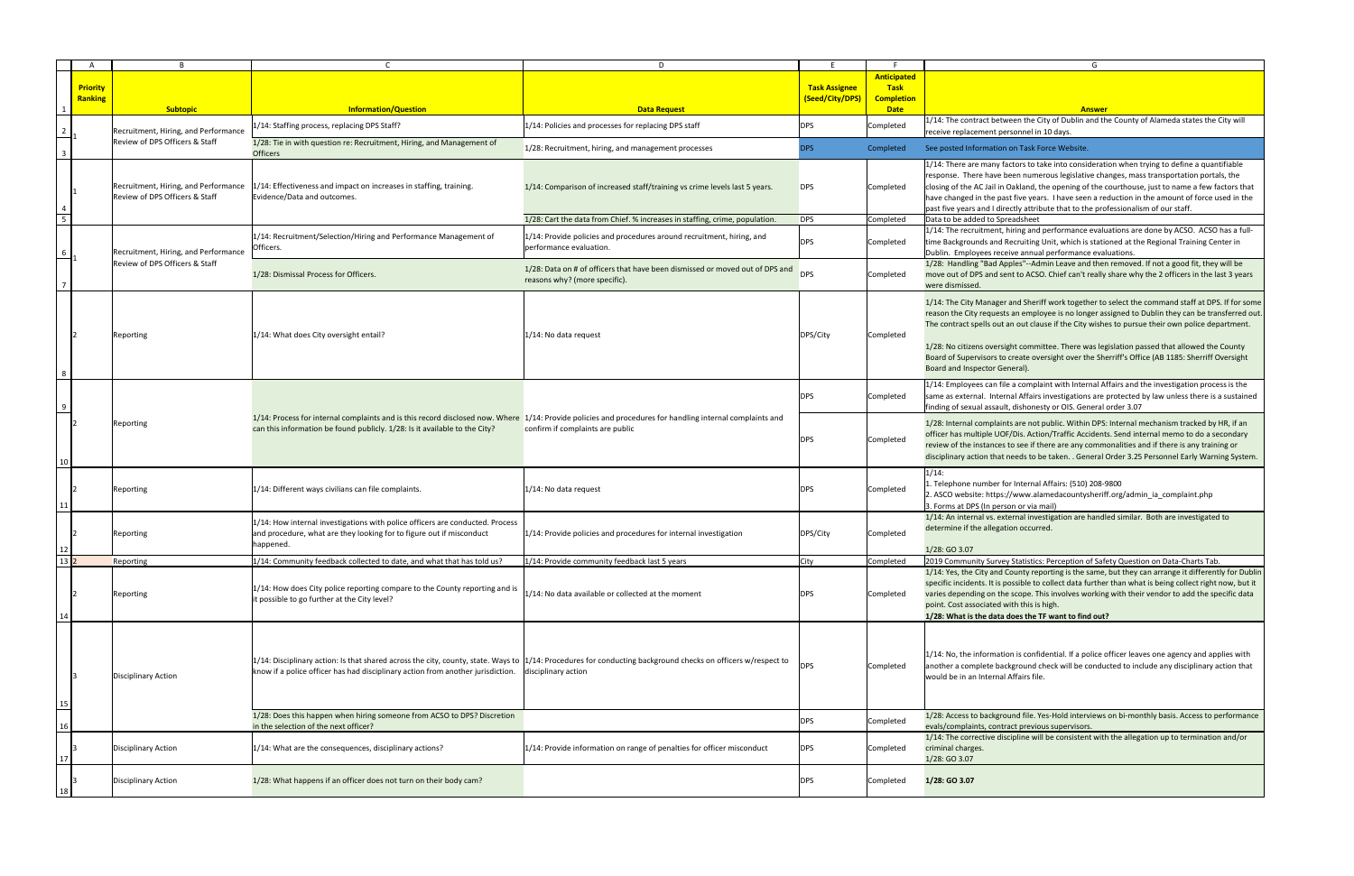| | A | B | C | D | E | F | G |
|---|---|---|---|---|---|---|---|
| 1 | **Priority Ranking** | **Subtopic** | **Information/Question** | **Data Request** | **Task Assignee (Seed/City/DPS)** | **Anticipated Task Completion Date** | **Answer** |
| 2 | 1 | Recruitment, Hiring, and Performance Review of DPS Officers & Staff | 1/14: Staffing process, replacing DPS Staff? | 1/14: Policies and processes for replacing DPS staff | DPS | Completed | 1/14: The contract between the City of Dublin and the County of Alameda states the City will receive replacement personnel in 10 days. |
| 3 | | | 1/28: Tie in with question re: Recruitment, Hiring, and Management of Officers | 1/28: Recruitment, hiring, and management processes | DPS | Completed | See posted Information on Task Force Website. |
| 4 | 1 | Recruitment, Hiring, and Performance Review of DPS Officers & Staff | 1/14: Effectiveness and impact on increases in staffing, training. Evidence/Data and outcomes. | 1/14: Comparison of increased staff/training vs crime levels last 5 years. | DPS | Completed | 1/14: There are many factors to take into consideration when trying to define a quantifiable response. There have been numerous legislative changes, mass transportation portals, the closing of the AC Jail in Oakland, the opening of the courthouse, just to name a few factors that have changed in the past five years. I have seen a reduction in the amount of force used in the past five years and I directly attribute that to the professionalism of our staff. |
| 5 | | | | 1/28: Cart the data from Chief. % increases in staffing, crime, population. | DPS | Completed | Data to be added to Spreadsheet |
| 6 | 1 | Recruitment, Hiring, and Performance Review of DPS Officers & Staff | 1/14: Recruitment/Selection/Hiring and Performance Management of Officers. | 1/14: Provide policies and procedures around recruitment, hiring, and performance evaluation. | DPS | Completed | 1/14: The recruitment, hiring and performance evaluations are done by ACSO. ACSO has a full-time Backgrounds and Recruiting Unit, which is stationed at the Regional Training Center in Dublin. Employees receive annual performance evaluations. |
| 7 | | | 1/28: Dismissal Process for Officers. | 1/28: Data on # of officers that have been dismissed or moved out of DPS and reasons why? (more specific). | DPS | Completed | 1/28: Handling "Bad Apples"--Admin Leave and then removed. If not a good fit, they will be move out of DPS and sent to ACSO. Chief can't really share why the 2 officers in the last 3 years were dismissed. |
| 8 | 2 | Reporting | 1/14: What does City oversight entail? | 1/14: No data request | DPS/City | Completed | 1/14: The City Manager and Sheriff work together to select the command staff at DPS. If for some reason the City requests an employee is no longer assigned to Dublin they can be transferred out. The contract spells out an out clause if the City wishes to pursue their own police department.<br><br>1/28: No citizens oversight committee. There was legislation passed that allowed the County Board of Supervisors to create oversight over the Sherriff's Office (AB 1185: Sherriff Oversight Board and Inspector General). |
| 9 | 2 | Reporting | 1/14: Process for internal complaints and is this record disclosed now. Where can this information be found publicly. 1/28: Is it available to the City? | 1/14: Provide policies and procedures for handling internal complaints and confirm if complaints are public | DPS | Completed | 1/14: Employees can file a complaint with Internal Affairs and the investigation process is the same as external. Internal Affairs investigations are protected by law unless there is a sustained finding of sexual assault, dishonesty or OIS. General order 3.07 |
| 10 | | | | | DPS | Completed | 1/28: Internal complaints are not public. Within DPS: Internal mechanism tracked by HR, if an officer has multiple UOF/Dis. Action/Traffic Accidents. Send internal memo to do a secondary review of the instances to see if there are any commonalities and if there is any training or disciplinary action that needs to be taken. . General Order 3.25 Personnel Early Warning System. |
| 11 | 2 | Reporting | 1/14: Different ways civilians can file complaints. | 1/14: No data request | DPS | Completed | 1/14:<br>1. Telephone number for Internal Affairs: (510) 208-9800<br>2. ASCO website: https://www.alamedacountysheriff.org/admin_ia_complaint.php<br>3. Forms at DPS (In person or via mail) |
| 12 | 2 | Reporting | 1/14: How internal investigations with police officers are conducted. Process and procedure, what are they looking for to figure out if misconduct happened. | 1/14: Provide policies and procedures for internal investigation | DPS/City | Completed | 1/14: An internal vs. external investigation are handled similar. Both are investigated to determine if the allegation occurred.<br><br>1/28: GO 3.07 |
| 13 | 2 | Reporting | 1/14: Community feedback collected to date, and what that has told us? | 1/14: Provide community feedback last 5 years | City | Completed | 2019 Community Survey Statistics: Perception of Safety Question on Data-Charts Tab. |
| 14 | 2 | Reporting | 1/14: How does City police reporting compare to the County reporting and is it possible to go further at the City level? | 1/14: No data available or collected at the moment | DPS | Completed | 1/14: Yes, the City and County reporting is the same, but they can arrange it differently for Dublin specific incidents. It is possible to collect data further than what is being collect right now, but it varies depending on the scope. This involves working with their vendor to add the specific data point. Cost associated with this is high.<br>**1/28: What is the data does the TF want to find out?** |
| 15 | 3 | Disciplinary Action | 1/14: Disciplinary action: Is that shared across the city, county, state. Ways to know if a police officer has had disciplinary action from another jurisdiction. | 1/14: Procedures for conducting background checks on officers w/respect to disciplinary action | DPS | Completed | 1/14: No, the information is confidential. If a police officer leaves one agency and applies with another a complete background check will be conducted to include any disciplinary action that would be in an Internal Affairs file. |
| 16 | | | 1/28: Does this happen when hiring someone from ACSO to DPS? Discretion in the selection of the next officer? | | DPS | Completed | 1/28: Access to background file. Yes-Hold interviews on bi-monthly basis. Access to performance evals/complaints, contract previous supervisors. |
| 17 | 3 | Disciplinary Action | 1/14: What are the consequences, disciplinary actions? | 1/14: Provide information on range of penalties for officer misconduct | DPS | Completed | 1/14: The corrective discipline will be consistent with the allegation up to termination and/or criminal charges.<br>1/28: GO 3.07 |
| 18 | 3 | Disciplinary Action | 1/28: What happens if an officer does not turn on their body cam? | | DPS | Completed | **1/28: GO 3.07** |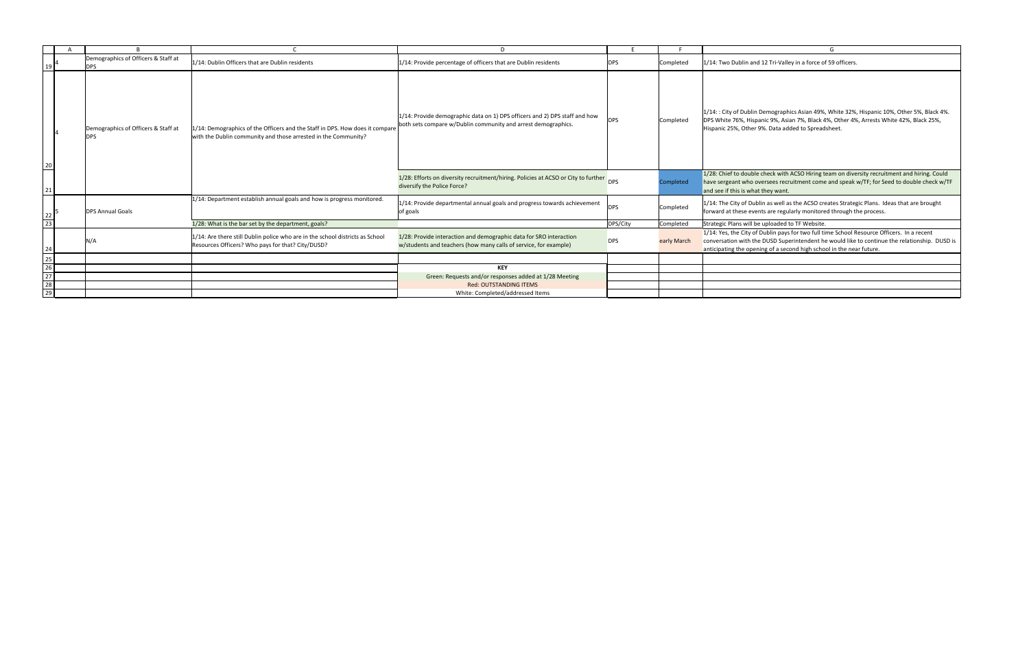| | A | B | C | D | E | F | G |
|---|---|---|---|---|---|---|---|
| 19 | 4 | Demographics of Officers & Staff at DPS | 1/14: Dublin Officers that are Dublin residents | 1/14: Provide percentage of officers that are Dublin residents | DPS | Completed | 1/14: Two Dublin and 12 Tri-Valley in a force of 59 officers. |
| 20 | 4 | Demographics of Officers & Staff at DPS | 1/14: Demographics of the Officers and the Staff in DPS. How does it compare with the Dublin community and those arrested in the Community? | 1/14: Provide demographic data on 1) DPS officers and 2) DPS staff and how both sets compare w/Dublin community and arrest demographics. | DPS | Completed | 1/14: : City of Dublin Demographics Asian 49%, White 32%, Hispanic 10%, Other 5%, Black 4%. DPS White 76%, Hispanic 9%, Asian 7%, Black 4%, Other 4%, Arrests White 42%, Black 25%, Hispanic 25%, Other 9%. Data added to Spreadsheet. |
| 21 | | | | 1/28: Efforts on diversity recruitment/hiring. Policies at ACSO or City to further diversify the Police Force? | DPS | Completed | 1/28: Chief to double check with ACSO Hiring team on diversity recruitment and hiring. Could have sergeant who oversees recruitment come and speak w/TF; for Seed to double check w/TF and see if this is what they want. |
| 22 | 5 | DPS Annual Goals | 1/14: Department establish annual goals and how is progress monitored. | 1/14: Provide departmental annual goals and progress towards achievement of goals | DPS | Completed | 1/14: The City of Dublin as well as the ACSO creates Strategic Plans. Ideas that are brought forward at these events are regularly monitored through the process. |
| 23 | | | 1/28: What is the bar set by the department, goals? | | DPS/City | Completed | Strategic Plans will be uploaded to TF Website. |
| 24 | | N/A | 1/14: Are there still Dublin police who are in the school districts as School Resources Officers? Who pays for that? City/DUSD? | 1/28: Provide interaction and demographic data for SRO interaction w/students and teachers (how many calls of service, for example) | DPS | early March | 1/14: Yes, the City of Dublin pays for two full time School Resource Officers. In a recent conversation with the DUSD Superintendent he would like to continue the relationship. DUSD is anticipating the opening of a second high school in the near future. |
| 25 | | | | | | | |
| 26 | | | | **KEY** | | | |
| 27 | | | | Green: Requests and/or responses added at 1/28 Meeting | | | |
| 28 | | | | Red: OUTSTANDING ITEMS | | | |
| 29 | | | | White: Completed/addressed Items | | | |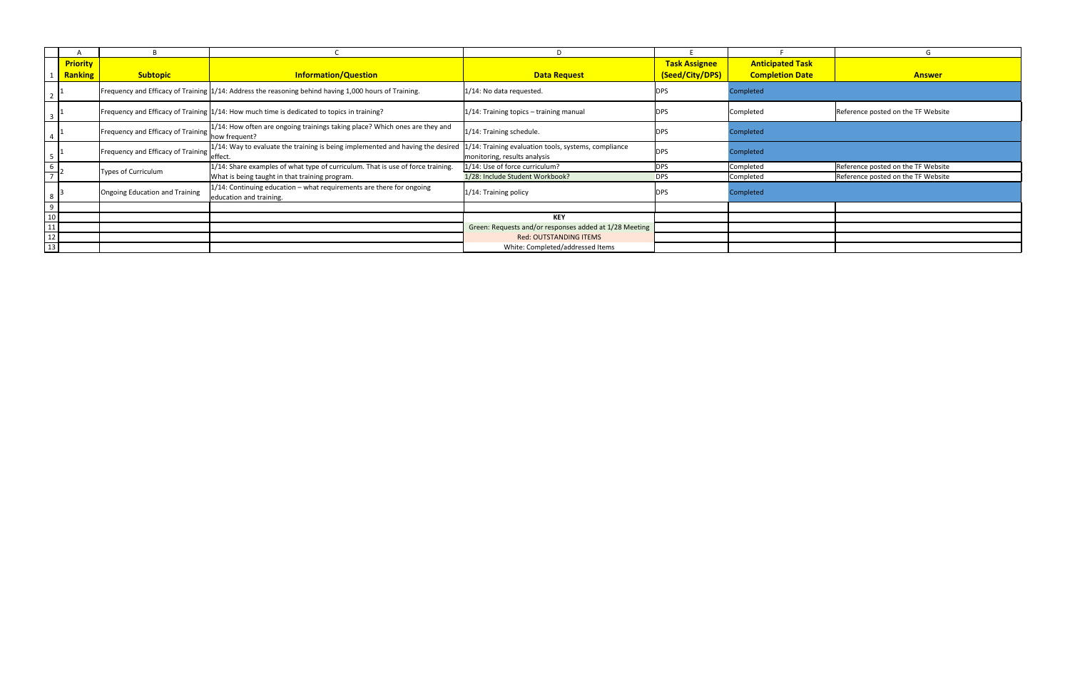| Priority Ranking | Subtopic | Information/Question | Data Request | Task Assignee (Seed/City/DPS) | Anticipated Task Completion Date | Answer |
|---|---|---|---|---|---|---|
| 1 | Frequency and Efficacy of Training | 1/14: Address the reasoning behind having 1,000 hours of Training. | 1/14: No data requested. | DPS | Completed | |
| 1 | Frequency and Efficacy of Training | 1/14: How much time is dedicated to topics in training? | 1/14: Training topics – training manual | DPS | Completed | Reference posted on the TF Website |
| 1 | Frequency and Efficacy of Training | 1/14: How often are ongoing trainings taking place? Which ones are they and how frequent? | 1/14: Training schedule. | DPS | Completed | |
| 1 | Frequency and Efficacy of Training | 1/14: Way to evaluate the training is being implemented and having the desired effect. | 1/14: Training evaluation tools, systems, compliance monitoring, results analysis | DPS | Completed | |
| 2 | Types of Curriculum | 1/14: Share examples of what type of curriculum. That is use of force training. | 1/14: Use of force curriculum? | DPS | Completed | Reference posted on the TF Website |
| | | What is being taught in that training program. | 1/28: Include Student Workbook? | DPS | Completed | Reference posted on the TF Website |
| 3 | Ongoing Education and Training | 1/14: Continuing education – what requirements are there for ongoing education and training. | 1/14: Training policy | DPS | Completed | |

| KEY |
|---|
| Green: Requests and/or responses added at 1/28 Meeting |
| Red: OUTSTANDING ITEMS |
| White: Completed/addressed Items |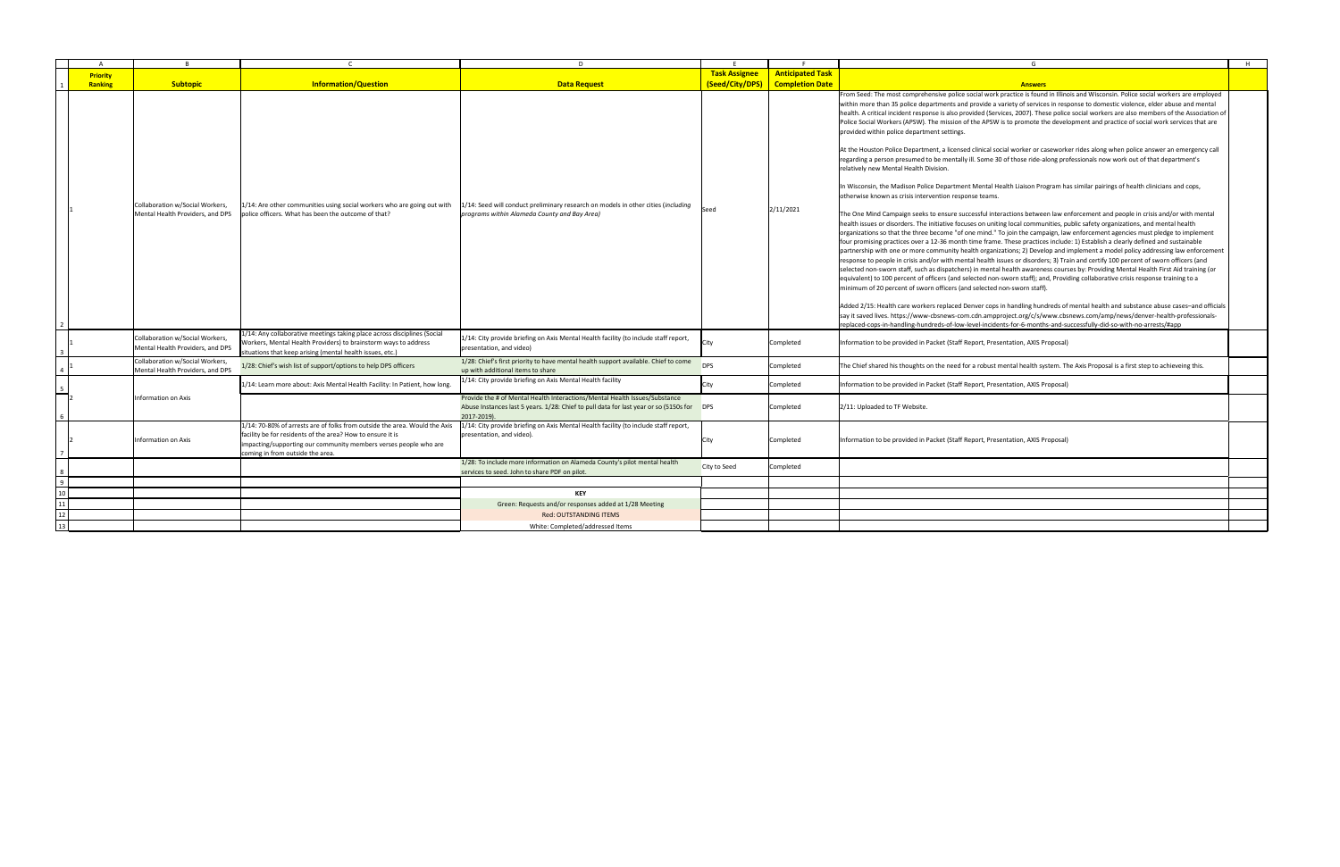| Priority Ranking | Subtopic | Information/Question | Data Request | Task Assignee (Seed/City/DPS) | Anticipated Task Completion Date | Answers |
|---|---|---|---|---|---|---|
| 1 | Collaboration w/Social Workers, Mental Health Providers, and DPS | 1/14: Are other communities using social workers who are going out with police officers. What has been the outcome of that? | 1/14: Seed will conduct preliminary research on models in other cities (*including programs within Alameda County and Bay Area)* | Seed | 2/11/2021 | From Seed: The most comprehensive police social work practice is found in Illinois and Wisconsin. Police social workers are employed within more than 35 police departments and provide a variety of services in response to domestic violence, elder abuse and mental health. A critical incident response is also provided (Services, 2007). These police social workers are also members of the Association of Police Social Workers (APSW). The mission of the APSW is to promote the development and practice of social work services that are provided within police department settings.<br><br>At the Houston Police Department, a licensed clinical social worker or caseworker rides along when police answer an emergency call regarding a person presumed to be mentally ill. Some 30 of those ride-along professionals now work out of that department's relatively new Mental Health Division.<br><br>In Wisconsin, the Madison Police Department Mental Health Liaison Program has similar pairings of health clinicians and cops, otherwise known as crisis intervention response teams.<br><br>The One Mind Campaign seeks to ensure successful interactions between law enforcement and people in crisis and/or with mental health issues or disorders. The initiative focuses on uniting local communities, public safety organizations, and mental health organizations so that the three become "of one mind." To join the campaign, law enforcement agencies must pledge to implement four promising practices over a 12-36 month time frame. These practices include: 1) Establish a clearly defined and sustainable partnership with one or more community health organizations; 2) Develop and implement a model policy addressing law enforcement response to people in crisis and/or with mental health issues or disorders; 3) Train and certify 100 percent of sworn officers (and selected non-sworn staff, such as dispatchers) in mental health awareness courses by: Providing Mental Health First Aid training (or equivalent) to 100 percent of officers (and selected non-sworn staff); and, Providing collaborative crisis response training to a minimum of 20 percent of sworn officers (and selected non-sworn staff).<br><br>Added 2/15: Health care workers replaced Denver cops in handling hundreds of mental health and substance abuse cases–and officials say it saved lives. https://www-cbsnews-com.cdn.ampproject.org/c/s/www.cbsnews.com/amp/news/denver-health-professionals-replaced-cops-in-handling-hundreds-of-low-level-incidents-for-6-months-and-successfully-did-so-with-no-arrests/#app |
| 1 | Collaboration w/Social Workers, Mental Health Providers, and DPS | 1/14: Any collaborative meetings taking place across disciplines (Social Workers, Mental Health Providers) to brainstorm ways to address situations that keep arising (mental health issues, etc.) | 1/14: City provide briefing on Axis Mental Health facility (to include staff report, presentation, and video) | City | Completed | Information to be provided in Packet (Staff Report, Presentation, AXIS Proposal) |
| 1 | Collaboration w/Social Workers, Mental Health Providers, and DPS | 1/28: Chief's wish list of support/options to help DPS officers | 1/28: Chief's first priority to have mental health support available. Chief to come up with additional items to share | DPS | Completed | The Chief shared his thoughts on the need for a robust mental health system. The Axis Proposal is a first step to achieveing this. |
| 2 | Information on Axis | 1/14: Learn more about: Axis Mental Health Facility: In Patient, how long. | 1/14: City provide briefing on Axis Mental Health facility | City | Completed | Information to be provided in Packet (Staff Report, Presentation, AXIS Proposal) |
| | | | Provide the # of Mental Health Interactions/Mental Health Issues/Substance Abuse Instances last 5 years. 1/28: Chief to pull data for last year or so (5150s for 2017-2019). | DPS | Completed | 2/11: Uploaded to TF Website. |
| 2 | Information on Axis | 1/14: 70-80% of arrests are of folks from outside the area. Would the Axis facility be for residents of the area? How to ensure it is impacting/supporting our community members verses people who are coming in from outside the area. | 1/14: City provide briefing on Axis Mental Health facility (to include staff report, presentation, and video). | City | Completed | Information to be provided in Packet (Staff Report, Presentation, AXIS Proposal) |
| | | | 1/28: To include more information on Alameda County's pilot mental health services to seed. John to share PDF on pilot. | City to Seed | Completed | |
| | | | | | | |
| | | | **KEY** | | | |
| | | | Green: Requests and/or responses added at 1/28 Meeting | | | |
| | | | Red: OUTSTANDING ITEMS | | | |
| | | | White: Completed/addressed Items | | | |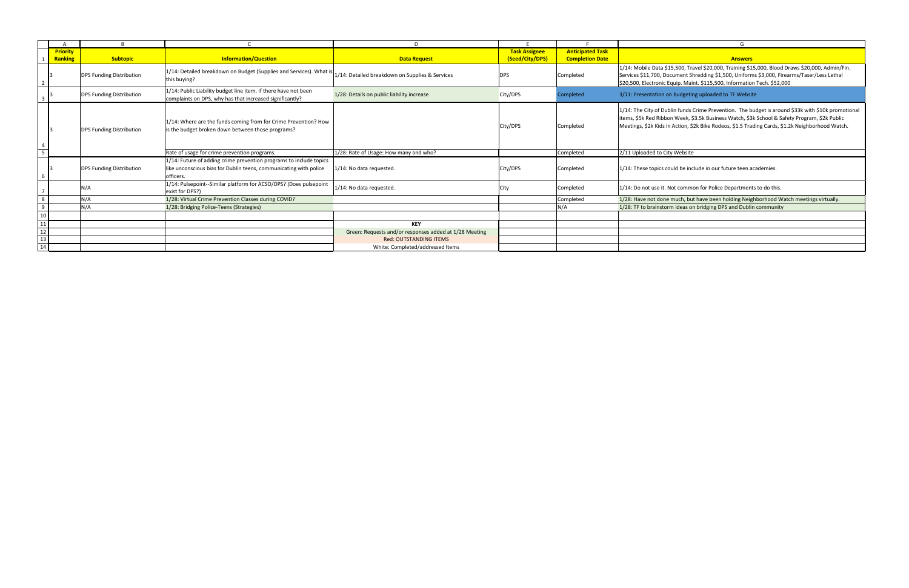| Priority Ranking | Subtopic | Information/Question | Data Request | Task Assignee (Seed/City/DPS) | Anticipated Task Completion Date | Answers |
| --- | --- | --- | --- | --- | --- | --- |
| 3 | DPS Funding Distribution | 1/14: Detailed breakdown on Budget (Supplies and Services). What is this buying? | 1/14: Detailed breakdown on Supplies & Services | DPS | Completed | 1/14: Mobile Data $15,500, Travel $20,000, Training $15,000, Blood Draws $20,000, Admin/Fin. Services $11,700, Document Shredding $1,500, Uniforms $3,000, Firearms/Taser/Less Lethal $20,500, Electronic Equip. Maint. $115,500, Information Tech. $52,000 |
| 3 | DPS Funding Distribution | 1/14: Public Liability budget line item. If there have not been complaints on DPS, why has that increased significantly? | 1/28: Details on public liability increase | City/DPS | Completed | 3/11: Presentation on budgeting uploaded to TF Website |
| 3 | DPS Funding Distribution | 1/14: Where are the funds coming from for Crime Prevention? How is the budget broken down between those programs? | | City/DPS | Completed | 1/14: The City of Dublin funds Crime Prevention. The budget is around $33k with $10k promotional items, $5k Red Ribbon Week, $3.5k Business Watch, $3k School & Safety Program, $2k Public Meetings, $2k Kids in Action, $2k Bike Rodeos, $1.5 Trading Cards, $1.2k Neighborhood Watch. |
| | | Rate of usage for crime prevention programs. | 1/28: Rate of Usage: How many and who? | | Completed | 2/11 Uploaded to City Website |
| 3 | DPS Funding Distribution | 1/14: Future of adding crime prevention programs to include topics like unconscious bias for Dublin teens, communicating with police officers. | 1/14: No data requested. | City/DPS | Completed | 1/14: These topics could be include in our future teen academies. |
| | N/A | 1/14: Pulsepoint--Similar platform for ACSO/DPS? (Does pulsepoint exist for DPS?) | 1/14: No data requested. | City | Completed | 1/14: Do not use it. Not common for Police Departments to do this. |
| | N/A | 1/28: Virtual Crime Prevention Classes during COVID? | | | Completed | 1/28: Have not done much, but have been holding Neighborhood Watch meetings virtually. |
| | N/A | 1/28: Bridging Police-Teens (Strategies) | | | N/A | 1/28: TF to brainstorm ideas on bridging DPS and Dublin community |
| | | | | | | |
| | | | **KEY** | | | |
| | | | Green: Requests and/or responses added at 1/28 Meeting | | | |
| | | | Red: OUTSTANDING ITEMS | | | |
| | | | White: Completed/addressed Items | | | |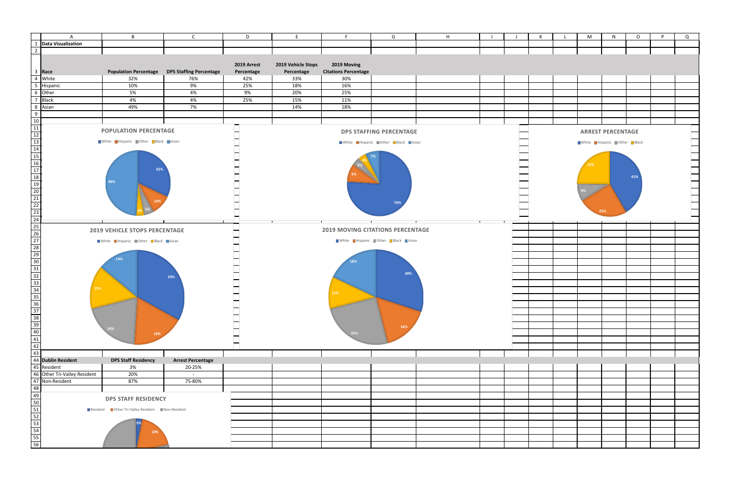**Data Visualization**

| Race | Population Percentage | DPS Staffing Percentage | 2019 Arrest Percentage | 2019 Vehicle Stops Percentage | 2019 Moving Citations Percentage |
|---|---|---|---|---|---|
| White | 32% | 76% | 42% | 33% | 30% |
| Hispanic | 10% | 9% | 25% | 18% | 16% |
| Other | 5% | 4% | 9% | 20% | 25% |
| Black | 4% | 4% | 25% | 15% | 11% |
| Asian | 49% | 7% | | 14% | 18% |

**POPULATION PERCENTAGE**

White · Hispanic · Other · Black · Asian

32% · 10% · 5% · 4% · 49%

**DPS STAFFING PERCENTAGE**

White · Hispanic · Other · Black · Asian

76% · 9% · 4% · 4% · 7%

**ARREST PERCENTAGE**

White · Hispanic · Other · Black

41% · 25% · 9% · 25%

**2019 VEHICLE STOPS PERCENTAGE**

White · Hispanic · Other · Black · Asian

33% · 18% · 20% · 15% · 14%

**2019 MOVING CITATIONS PERCENTAGE**

White · Hispanic · Other · Black · Asian

30% · 16% · 25% · 11% · 18%

| Dublin Resident | DPS Staff Residency | Arrest Percentage |
|---|---|---|
| Resident | 3% | 20-25% |
| Other Tri-Valley Resident | 20% | - |
| Non-Resident | 87% | 75-80% |

**DPS STAFF RESIDENCY**

Resident · Other Tri-Valley Resident · Non-Resident

3% · 18%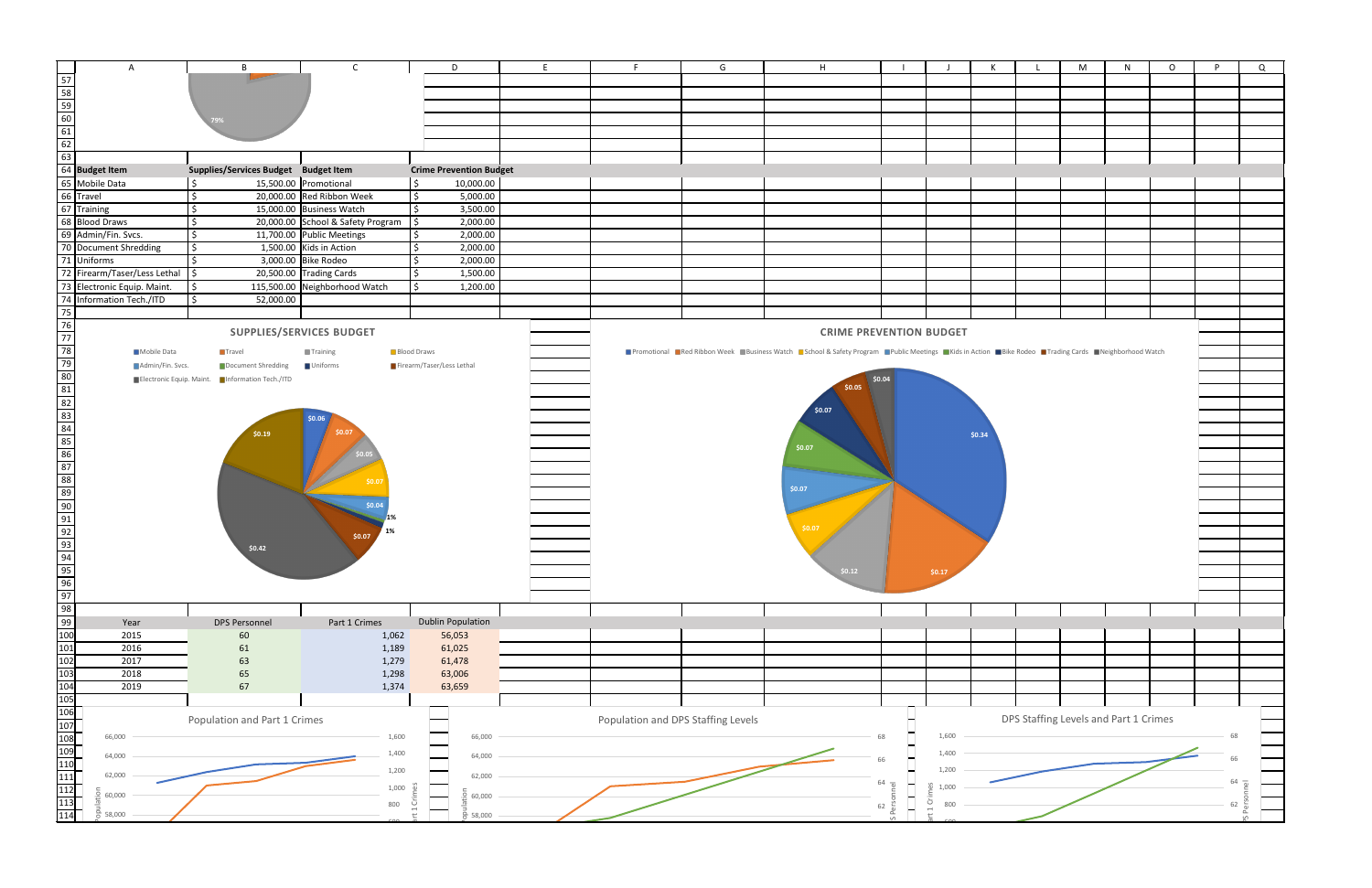| Budget Item | Supplies/Services Budget | Budget Item | Crime Prevention Budget |
|---|---|---|---|
| Mobile Data | $ 15,500.00 | Promotional | $ 10,000.00 |
| Travel | $ 20,000.00 | Red Ribbon Week | $ 5,000.00 |
| Training | $ 15,000.00 | Business Watch | $ 3,500.00 |
| Blood Draws | $ 20,000.00 | School & Safety Program | $ 2,000.00 |
| Admin/Fin. Svcs. | $ 11,700.00 | Public Meetings | $ 2,000.00 |
| Document Shredding | $ 1,500.00 | Kids in Action | $ 2,000.00 |
| Uniforms | $ 3,000.00 | Bike Rodeo | $ 2,000.00 |
| Firearm/Taser/Less Lethal | $ 20,500.00 | Trading Cards | $ 1,500.00 |
| Electronic Equip. Maint. | $ 115,500.00 | Neighborhood Watch | $ 1,200.00 |
| Information Tech./ITD | $ 52,000.00 | | |

**SUPPLIES/SERVICES BUDGET**

**CRIME PREVENTION BUDGET**

| Year | DPS Personnel | Part 1 Crimes | Dublin Population |
|---|---|---|---|
| 2015 | 60 | 1,062 | 56,053 |
| 2016 | 61 | 1,189 | 61,025 |
| 2017 | 63 | 1,279 | 61,478 |
| 2018 | 65 | 1,298 | 63,006 |
| 2019 | 67 | 1,374 | 63,659 |

Population and Part 1 Crimes

Population and DPS Staffing Levels

DPS Staffing Levels and Part 1 Crimes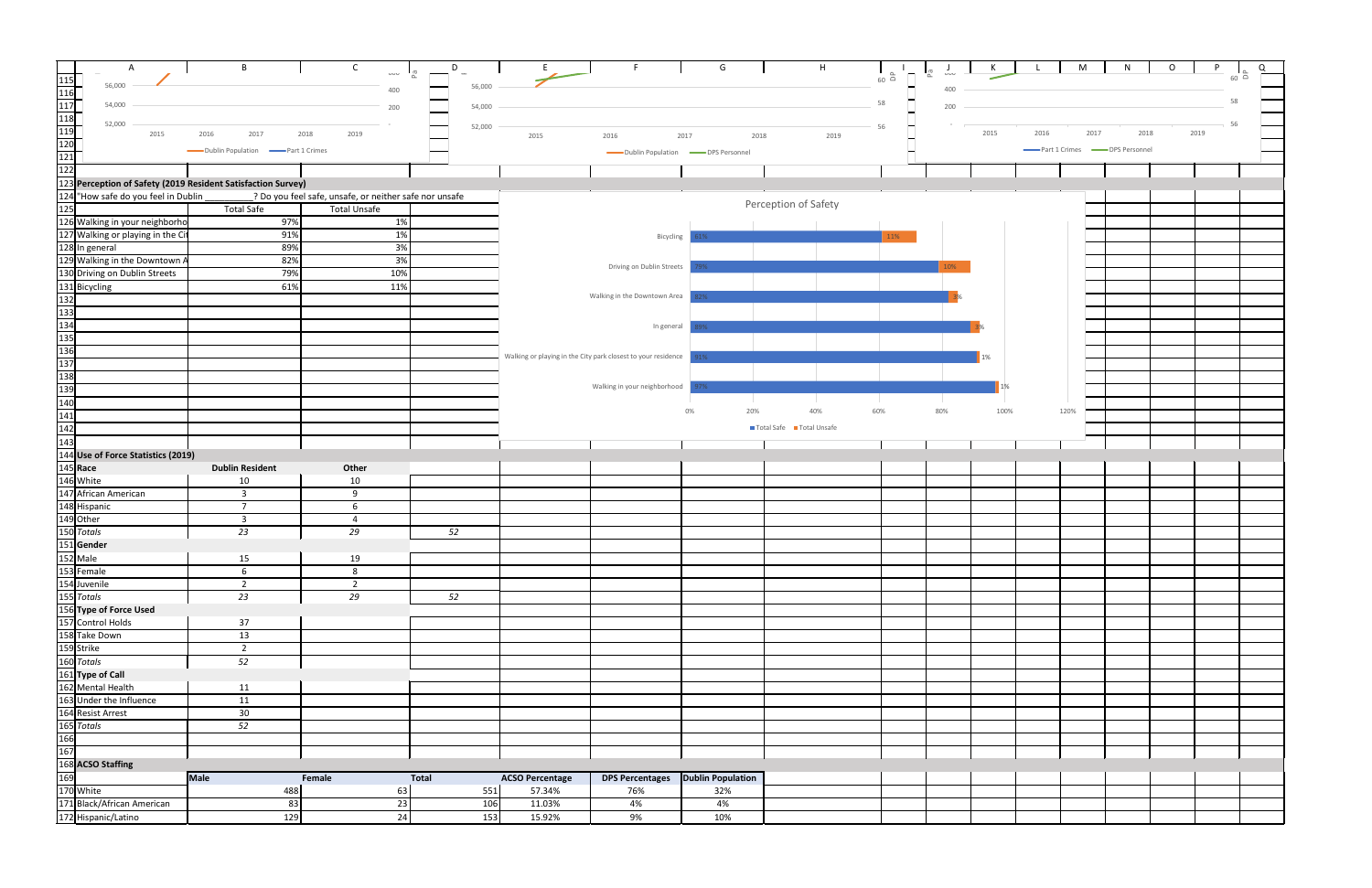## Perception of Safety (2019 Resident Satisfaction Survey)

"How safe do you feel in Dublin ________? Do you feel safe, unsafe, or neither safe nor unsafe

| | Total Safe | Total Unsafe |
|---|---|---|
| Walking in your neighborho | 97% | 1% |
| Walking or playing in the Ci | 91% | 1% |
| In general | 89% | 3% |
| Walking in the Downtown A | 82% | 3% |
| Driving on Dublin Streets | 79% | 10% |
| Bicycling | 61% | 11% |

Perception of Safety

## Use of Force Statistics (2019)

| Race | Dublin Resident | Other | |
|---|---|---|---|
| White | 10 | 10 | |
| African American | 3 | 9 | |
| Hispanic | 7 | 6 | |
| Other | 3 | 4 | |
| *Totals* | *23* | *29* | *52* |
| **Gender** | | | |
| Male | 15 | 19 | |
| Female | 6 | 8 | |
| Juvenile | 2 | 2 | |
| *Totals* | *23* | *29* | *52* |
| **Type of Force Used** | | | |
| Control Holds | 37 | | |
| Take Down | 13 | | |
| Strike | 2 | | |
| *Totals* | *52* | | |
| **Type of Call** | | | |
| Mental Health | 11 | | |
| Under the Influence | 11 | | |
| Resist Arrest | 30 | | |
| *Totals* | *52* | | |

## ACSO Staffing

| | Male | Female | Total | ACSO Percentage | DPS Percentages | Dublin Population |
|---|---|---|---|---|---|---|
| White | 488 | 63 | 551 | 57.34% | 76% | 32% |
| Black/African American | 83 | 23 | 106 | 11.03% | 4% | 4% |
| Hispanic/Latino | 129 | 24 | 153 | 15.92% | 9% | 10% |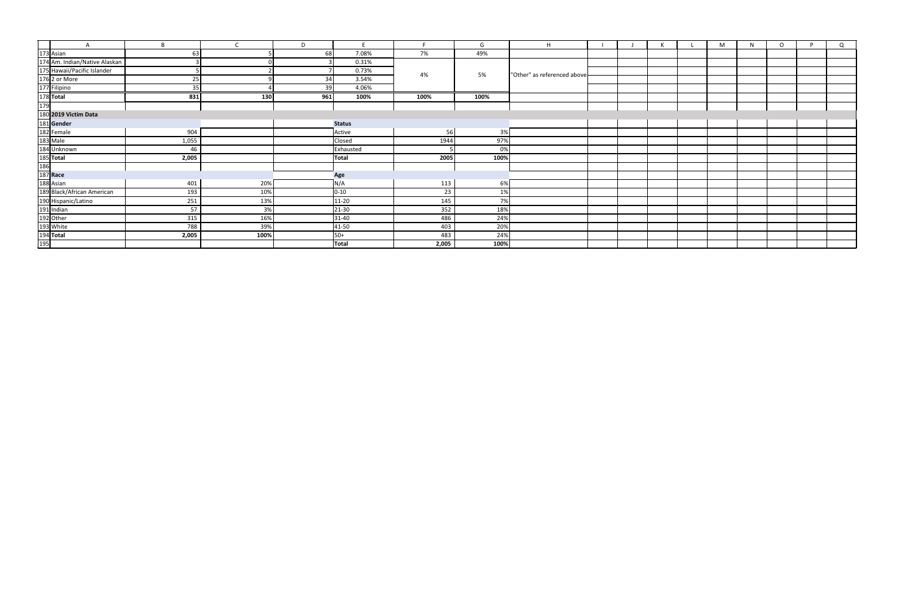| A | B | C | D | E | F | G | H |
|---|---|---|---|---|---|---|---|
| Asian | 63 | 5 | 68 | 7.08% | 7% | 49% | |
| Am. Indian/Native Alaskan | 3 | 0 | 3 | 0.31% | 4% | 5% | "Other" as referenced above |
| Hawaii/Pacific Islander | 5 | 2 | 7 | 0.73% | | | |
| 2 or More | 25 | 9 | 34 | 3.54% | | | |
| Filipino | 35 | 4 | 39 | 4.06% | | | |
| **Total** | **831** | **130** | **961** | **100%** | **100%** | **100%** | |

**2019 Victim Data**

| **Gender** | | | | **Status** | | |
|---|---|---|---|---|---|---|
| Female | 904 | | | Active | 56 | 3% |
| Male | 1,055 | | | Closed | 1944 | 97% |
| Unknown | 46 | | | Exhausted | 5 | 0% |
| **Total** | **2,005** | | | **Total** | **2005** | **100%** |

| **Race** | | | | **Age** | | |
|---|---|---|---|---|---|---|
| Asian | 401 | 20% | | N/A | 113 | 6% |
| Black/African American | 193 | 10% | | 0-10 | 23 | 1% |
| Hispanic/Latino | 251 | 13% | | 11-20 | 145 | 7% |
| Indian | 57 | 3% | | 21-30 | 352 | 18% |
| Other | 315 | 16% | | 31-40 | 486 | 24% |
| White | 788 | 39% | | 41-50 | 403 | 20% |
| **Total** | **2,005** | **100%** | | 50+ | 483 | 24% |
| | | | | **Total** | **2,005** | **100%** |